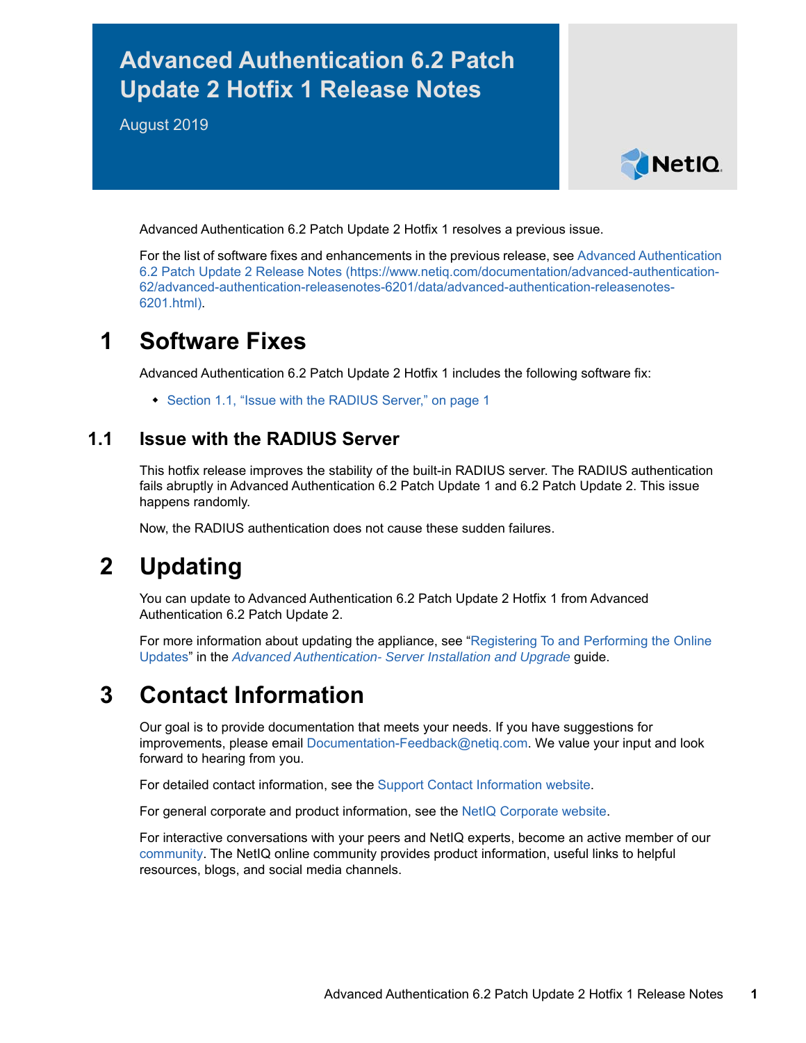# Advanced Authentication 6.2 Patch Update 2 Hotfix 1 Release Notes

August 2019

Advanced Authentication 6.2 Patch Update 2 Hotfix 1 resolves a previous issue.

For the list of software fixes and enhancements in the previous release, see Advanced Authentication 6.2 Patch Update 2 Release Notes (https://www.netiq.com/documentation/advanced-authentication-62/advanced-authentication-releasenotes-6201/data/advanced-authentication-releasenotes-6201.html).

## 1 Software Fixes

Advanced Authentication 6.2 Patch Update 2 Hotfix 1 includes the following software fix:

- Section 1.1, "Issue with the RADIUS Server," on page 1

### 1.1 Issue with the RADIUS Server

This hotfix release improves the stability of the built-in RADIUS server. The RADIUS authentication fails abruptly in Advanced Authentication 6.2 Patch Update 1 and 6.2 Patch Update 2. This issue happens randomly.

Now, the RADIUS authentication does not cause these sudden failures.

## 2 Updating

You can update to Advanced Authentication 6.2 Patch Update 2 Hotfix 1 from Advanced Authentication 6.2 Patch Update 2.

For more information about updating the appliance, see "Registering To and Performing the Online Updates" in the *Advanced Authentication- Server Installation and Upgrade* guide.

## 3 Contact Information

Our goal is to provide documentation that meets your needs. If you have suggestions for improvements, please email Documentation-Feedback@netiq.com. We value your input and look forward to hearing from you.

For detailed contact information, see the Support Contact Information website.

For general corporate and product information, see the NetIQ Corporate website.

For interactive conversations with your peers and NetIQ experts, become an active member of our community. The NetIQ online community provides product information, useful links to helpful resources, blogs, and social media channels.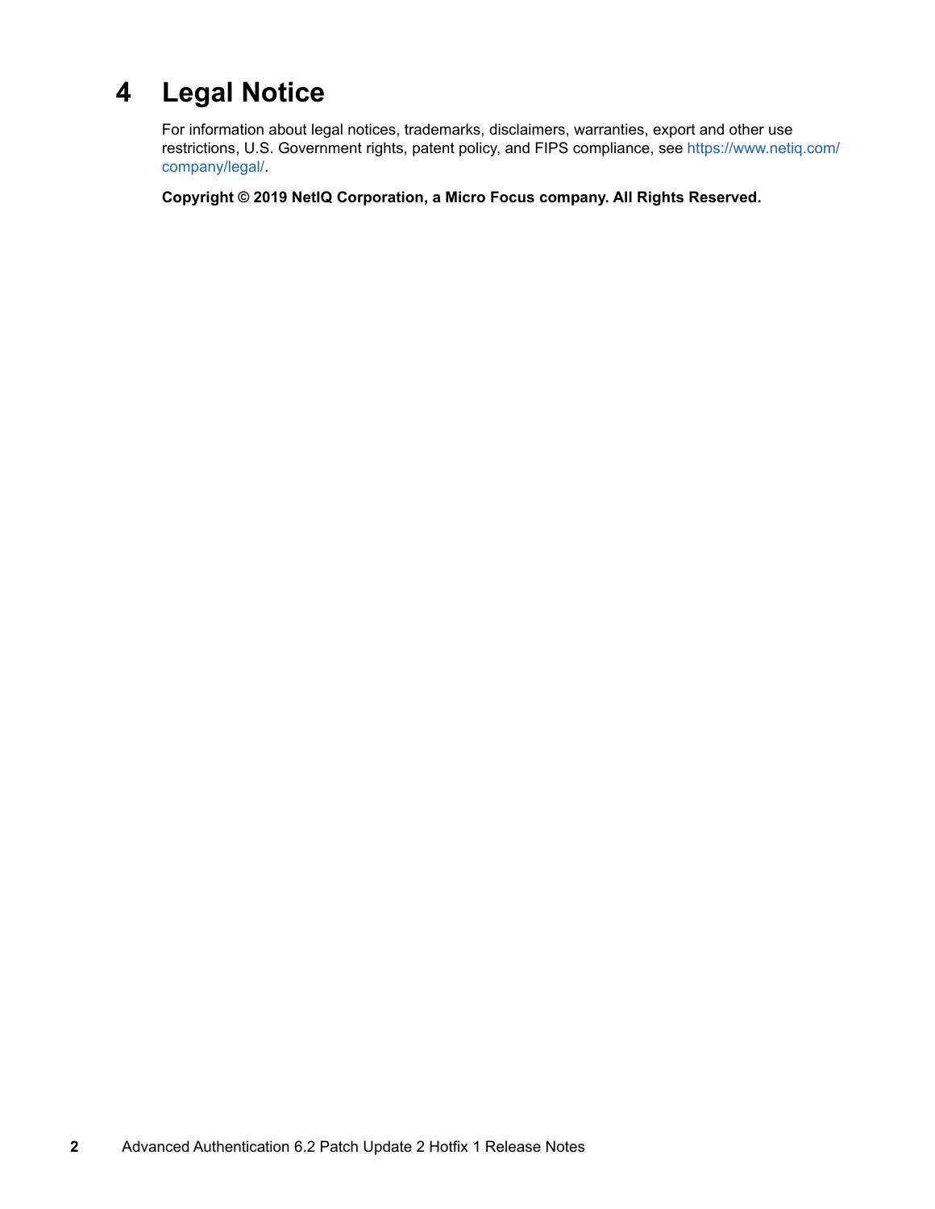# 4 Legal Notice

For information about legal notices, trademarks, disclaimers, warranties, export and other use restrictions, U.S. Government rights, patent policy, and FIPS compliance, see https://www.netiq.com/company/legal/.

**Copyright © 2019 NetIQ Corporation, a Micro Focus company. All Rights Reserved.**